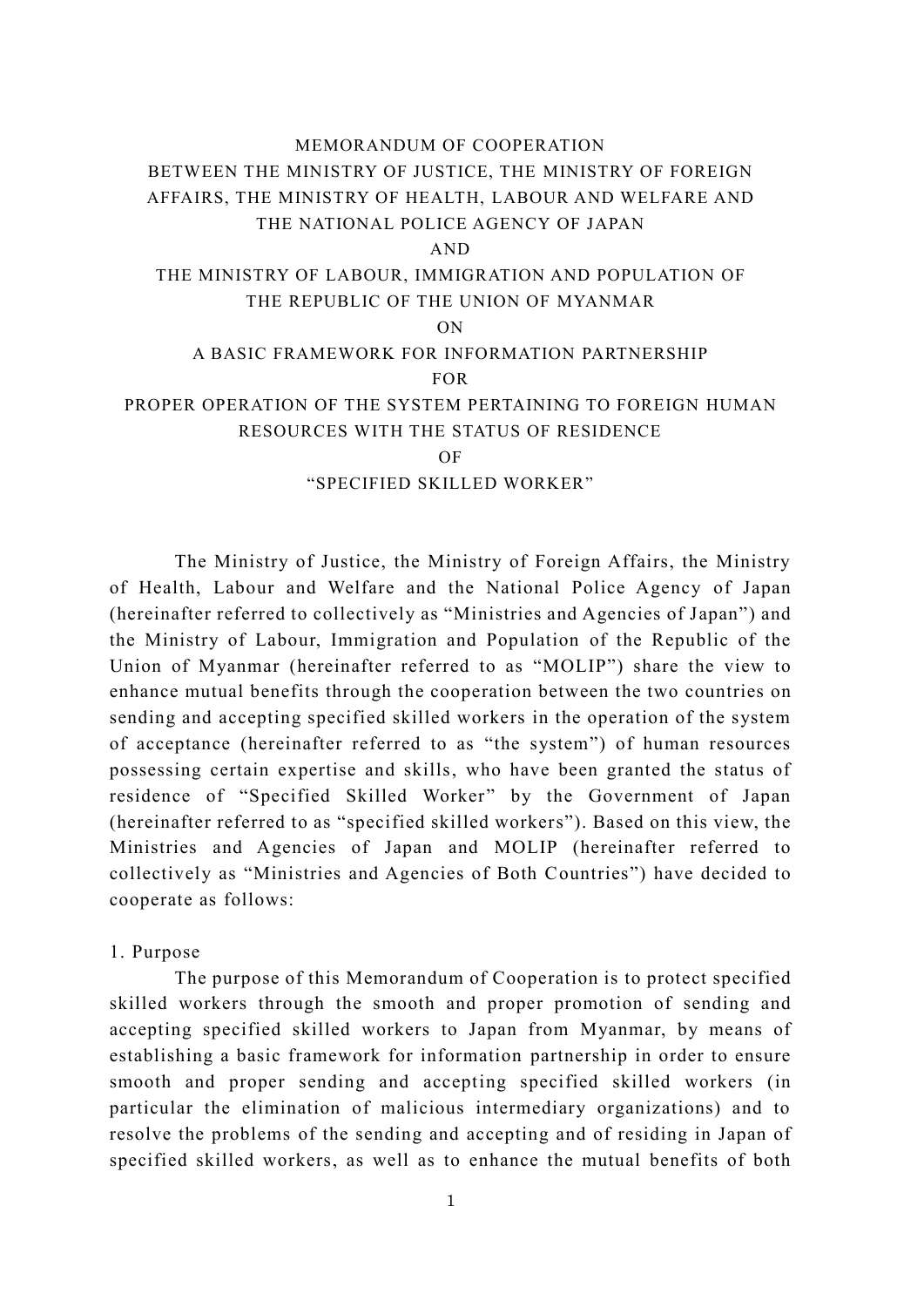# MEMORANDUM OF COOPERATION
# BETWEEN THE MINISTRY OF JUSTICE, THE MINISTRY OF FOREIGN AFFAIRS, THE MINISTRY OF HEALTH, LABOUR AND WELFARE AND THE NATIONAL POLICE AGENCY OF JAPAN
# AND
# THE MINISTRY OF LABOUR, IMMIGRATION AND POPULATION OF THE REPUBLIC OF THE UNION OF MYANMAR
# ON
# A BASIC FRAMEWORK FOR INFORMATION PARTNERSHIP
# FOR
# PROPER OPERATION OF THE SYSTEM PERTAINING TO FOREIGN HUMAN RESOURCES WITH THE STATUS OF RESIDENCE
# OF
# "SPECIFIED SKILLED WORKER"

The Ministry of Justice, the Ministry of Foreign Affairs, the Ministry of Health, Labour and Welfare and the National Police Agency of Japan (hereinafter referred to collectively as "Ministries and Agencies of Japan") and the Ministry of Labour, Immigration and Population of the Republic of the Union of Myanmar (hereinafter referred to as "MOLIP") share the view to enhance mutual benefits through the cooperation between the two countries on sending and accepting specified skilled workers in the operation of the system of acceptance (hereinafter referred to as "the system") of human resources possessing certain expertise and skills, who have been granted the status of residence of "Specified Skilled Worker" by the Government of Japan (hereinafter referred to as "specified skilled workers"). Based on this view, the Ministries and Agencies of Japan and MOLIP (hereinafter referred to collectively as "Ministries and Agencies of Both Countries") have decided to cooperate as follows:

## 1. Purpose

The purpose of this Memorandum of Cooperation is to protect specified skilled workers through the smooth and proper promotion of sending and accepting specified skilled workers to Japan from Myanmar, by means of establishing a basic framework for information partnership in order to ensure smooth and proper sending and accepting specified skilled workers (in particular the elimination of malicious intermediary organizations) and to resolve the problems of the sending and accepting and of residing in Japan of specified skilled workers, as well as to enhance the mutual benefits of both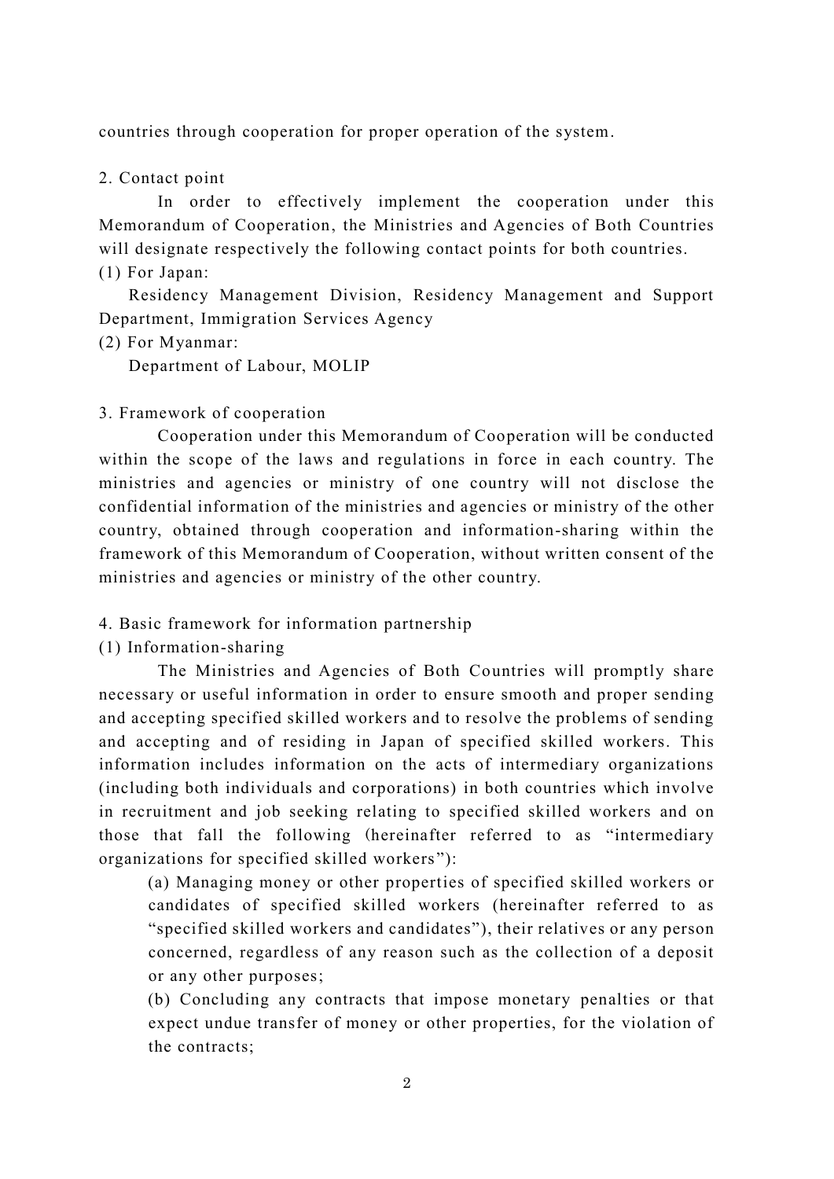countries through cooperation for proper operation of the system.

2. Contact point

In order to effectively implement the cooperation under this Memorandum of Cooperation, the Ministries and Agencies of Both Countries will designate respectively the following contact points for both countries.

(1) For Japan:

Residency Management Division, Residency Management and Support Department, Immigration Services Agency

(2) For Myanmar:

Department of Labour, MOLIP

3. Framework of cooperation

Cooperation under this Memorandum of Cooperation will be conducted within the scope of the laws and regulations in force in each country. The ministries and agencies or ministry of one country will not disclose the confidential information of the ministries and agencies or ministry of the other country, obtained through cooperation and information-sharing within the framework of this Memorandum of Cooperation, without written consent of the ministries and agencies or ministry of the other country.

4. Basic framework for information partnership

(1) Information-sharing

The Ministries and Agencies of Both Countries will promptly share necessary or useful information in order to ensure smooth and proper sending and accepting specified skilled workers and to resolve the problems of sending and accepting and of residing in Japan of specified skilled workers. This information includes information on the acts of intermediary organizations (including both individuals and corporations) in both countries which involve in recruitment and job seeking relating to specified skilled workers and on those that fall the following (hereinafter referred to as "intermediary organizations for specified skilled workers"):

(a) Managing money or other properties of specified skilled workers or candidates of specified skilled workers (hereinafter referred to as "specified skilled workers and candidates"), their relatives or any person concerned, regardless of any reason such as the collection of a deposit or any other purposes;

(b) Concluding any contracts that impose monetary penalties or that expect undue transfer of money or other properties, for the violation of the contracts;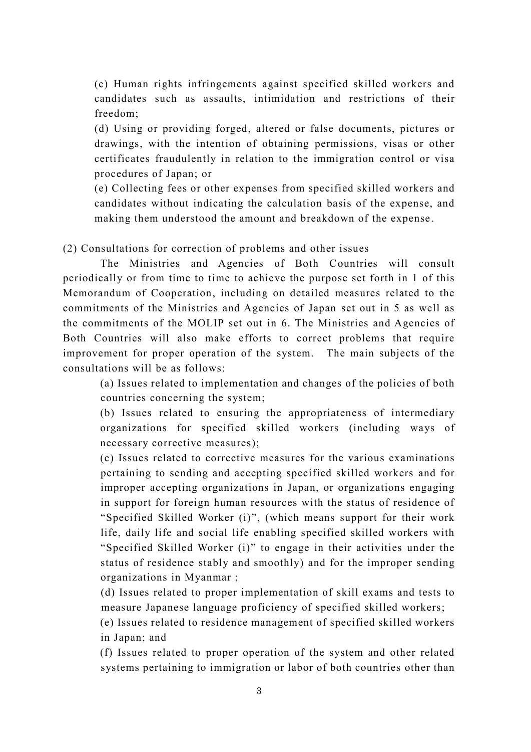(c) Human rights infringements against specified skilled workers and candidates such as assaults, intimidation and restrictions of their freedom;

(d) Using or providing forged, altered or false documents, pictures or drawings, with the intention of obtaining permissions, visas or other certificates fraudulently in relation to the immigration control or visa procedures of Japan; or

(e) Collecting fees or other expenses from specified skilled workers and candidates without indicating the calculation basis of the expense, and making them understood the amount and breakdown of the expense.

(2) Consultations for correction of problems and other issues

The Ministries and Agencies of Both Countries will consult periodically or from time to time to achieve the purpose set forth in 1 of this Memorandum of Cooperation, including on detailed measures related to the commitments of the Ministries and Agencies of Japan set out in 5 as well as the commitments of the MOLIP set out in 6. The Ministries and Agencies of Both Countries will also make efforts to correct problems that require improvement for proper operation of the system. The main subjects of the consultations will be as follows:

(a) Issues related to implementation and changes of the policies of both countries concerning the system;

(b) Issues related to ensuring the appropriateness of intermediary organizations for specified skilled workers (including ways of necessary corrective measures);

(c) Issues related to corrective measures for the various examinations pertaining to sending and accepting specified skilled workers and for improper accepting organizations in Japan, or organizations engaging in support for foreign human resources with the status of residence of "Specified Skilled Worker (i)", (which means support for their work life, daily life and social life enabling specified skilled workers with "Specified Skilled Worker (i)" to engage in their activities under the status of residence stably and smoothly) and for the improper sending organizations in Myanmar ;

(d) Issues related to proper implementation of skill exams and tests to measure Japanese language proficiency of specified skilled workers;

(e) Issues related to residence management of specified skilled workers in Japan; and

(f) Issues related to proper operation of the system and other related systems pertaining to immigration or labor of both countries other than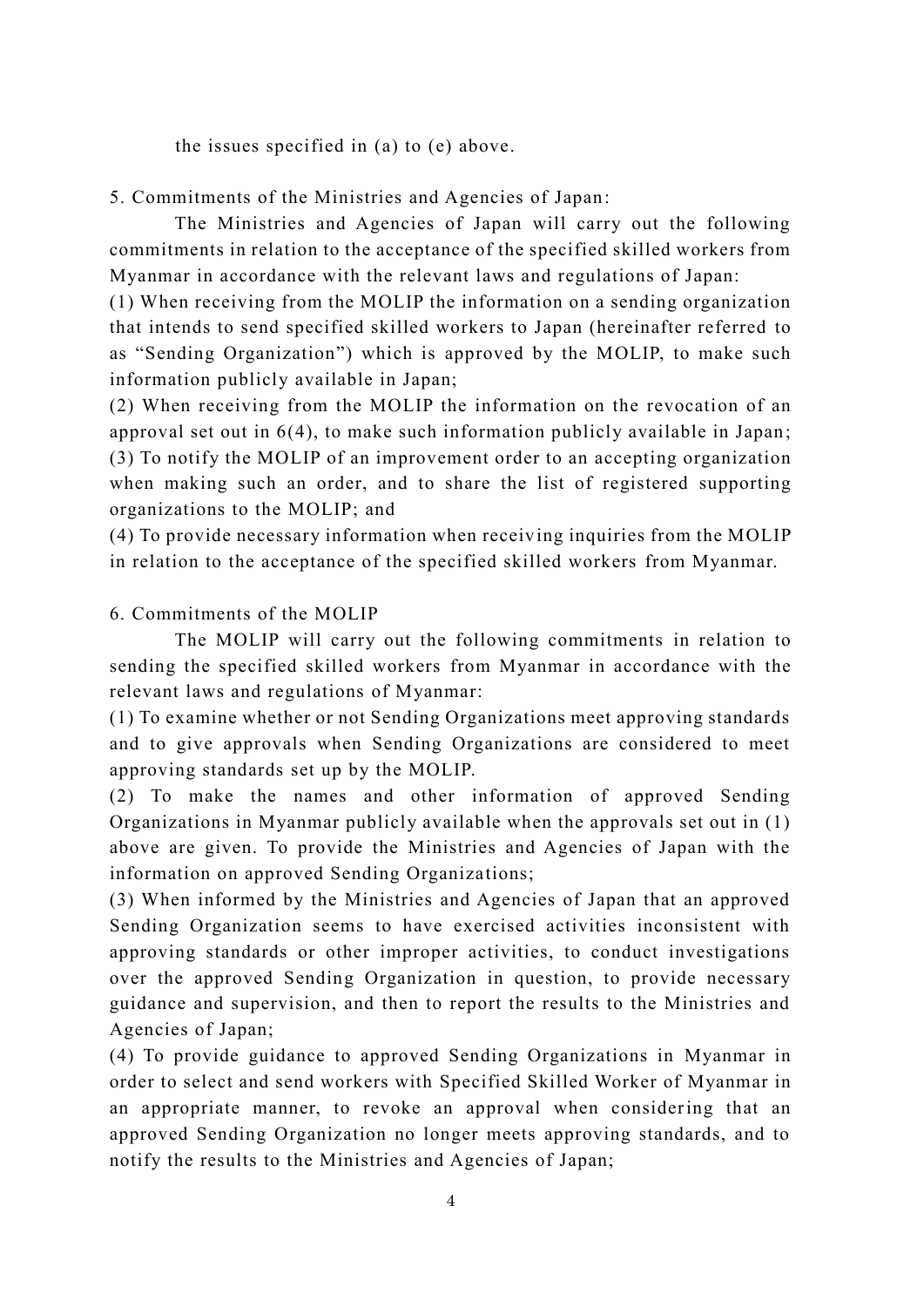the issues specified in (a) to (e) above.

5. Commitments of the Ministries and Agencies of Japan:

The Ministries and Agencies of Japan will carry out the following commitments in relation to the acceptance of the specified skilled workers from Myanmar in accordance with the relevant laws and regulations of Japan:

(1) When receiving from the MOLIP the information on a sending organization that intends to send specified skilled workers to Japan (hereinafter referred to as "Sending Organization") which is approved by the MOLIP, to make such information publicly available in Japan;

(2) When receiving from the MOLIP the information on the revocation of an approval set out in 6(4), to make such information publicly available in Japan;

(3) To notify the MOLIP of an improvement order to an accepting organization when making such an order, and to share the list of registered supporting organizations to the MOLIP; and

(4) To provide necessary information when receiving inquiries from the MOLIP in relation to the acceptance of the specified skilled workers from Myanmar.

6. Commitments of the MOLIP

The MOLIP will carry out the following commitments in relation to sending the specified skilled workers from Myanmar in accordance with the relevant laws and regulations of Myanmar:

(1) To examine whether or not Sending Organizations meet approving standards and to give approvals when Sending Organizations are considered to meet approving standards set up by the MOLIP.

(2) To make the names and other information of approved Sending Organizations in Myanmar publicly available when the approvals set out in (1) above are given. To provide the Ministries and Agencies of Japan with the information on approved Sending Organizations;

(3) When informed by the Ministries and Agencies of Japan that an approved Sending Organization seems to have exercised activities inconsistent with approving standards or other improper activities, to conduct investigations over the approved Sending Organization in question, to provide necessary guidance and supervision, and then to report the results to the Ministries and Agencies of Japan;

(4) To provide guidance to approved Sending Organizations in Myanmar in order to select and send workers with Specified Skilled Worker of Myanmar in an appropriate manner, to revoke an approval when considering that an approved Sending Organization no longer meets approving standards, and to notify the results to the Ministries and Agencies of Japan;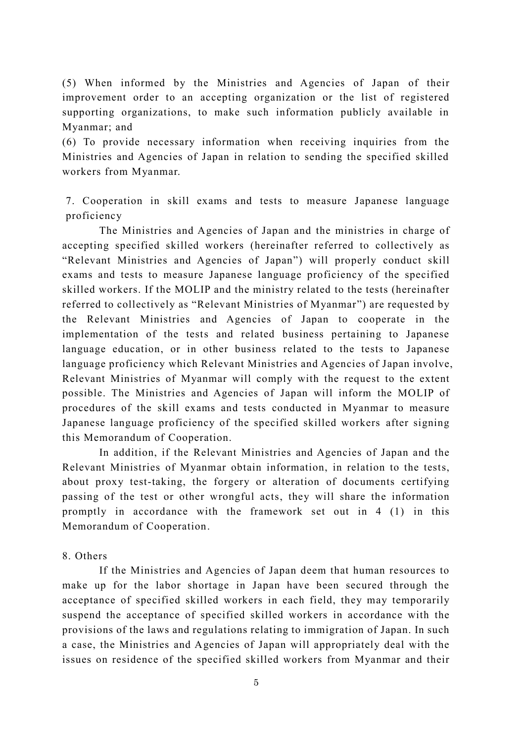(5) When informed by the Ministries and Agencies of Japan of their improvement order to an accepting organization or the list of registered supporting organizations, to make such information publicly available in Myanmar; and

(6) To provide necessary information when receiving inquiries from the Ministries and Agencies of Japan in relation to sending the specified skilled workers from Myanmar.

7. Cooperation in skill exams and tests to measure Japanese language proficiency

The Ministries and Agencies of Japan and the ministries in charge of accepting specified skilled workers (hereinafter referred to collectively as "Relevant Ministries and Agencies of Japan") will properly conduct skill exams and tests to measure Japanese language proficiency of the specified skilled workers. If the MOLIP and the ministry related to the tests (hereinafter referred to collectively as "Relevant Ministries of Myanmar") are requested by the Relevant Ministries and Agencies of Japan to cooperate in the implementation of the tests and related business pertaining to Japanese language education, or in other business related to the tests to Japanese language proficiency which Relevant Ministries and Agencies of Japan involve, Relevant Ministries of Myanmar will comply with the request to the extent possible. The Ministries and Agencies of Japan will inform the MOLIP of procedures of the skill exams and tests conducted in Myanmar to measure Japanese language proficiency of the specified skilled workers after signing this Memorandum of Cooperation.

In addition, if the Relevant Ministries and Agencies of Japan and the Relevant Ministries of Myanmar obtain information, in relation to the tests, about proxy test-taking, the forgery or alteration of documents certifying passing of the test or other wrongful acts, they will share the information promptly in accordance with the framework set out in 4 (1) in this Memorandum of Cooperation.

8. Others

If the Ministries and Agencies of Japan deem that human resources to make up for the labor shortage in Japan have been secured through the acceptance of specified skilled workers in each field, they may temporarily suspend the acceptance of specified skilled workers in accordance with the provisions of the laws and regulations relating to immigration of Japan. In such a case, the Ministries and Agencies of Japan will appropriately deal with the issues on residence of the specified skilled workers from Myanmar and their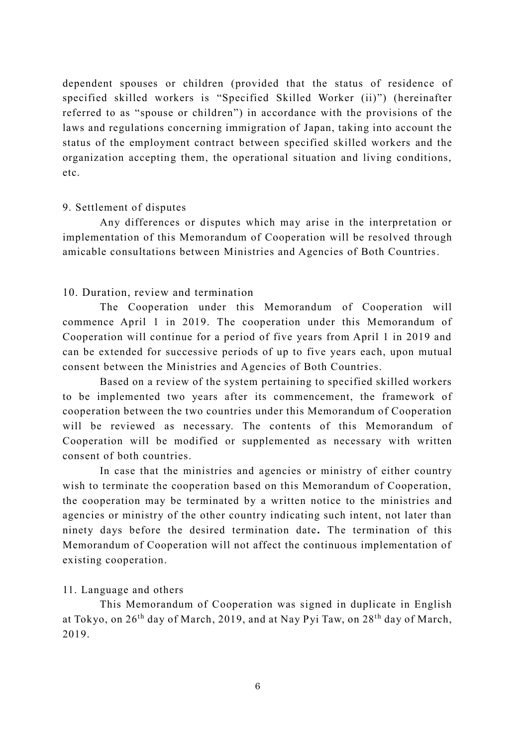dependent spouses or children (provided that the status of residence of specified skilled workers is "Specified Skilled Worker (ii)") (hereinafter referred to as "spouse or children") in accordance with the provisions of the laws and regulations concerning immigration of Japan, taking into account the status of the employment contract between specified skilled workers and the organization accepting them, the operational situation and living conditions, etc.

9. Settlement of disputes

Any differences or disputes which may arise in the interpretation or implementation of this Memorandum of Cooperation will be resolved through amicable consultations between Ministries and Agencies of Both Countries.

10. Duration, review and termination

The Cooperation under this Memorandum of Cooperation will commence April 1 in 2019. The cooperation under this Memorandum of Cooperation will continue for a period of five years from April 1 in 2019 and can be extended for successive periods of up to five years each, upon mutual consent between the Ministries and Agencies of Both Countries.

Based on a review of the system pertaining to specified skilled workers to be implemented two years after its commencement, the framework of cooperation between the two countries under this Memorandum of Cooperation will be reviewed as necessary. The contents of this Memorandum of Cooperation will be modified or supplemented as necessary with written consent of both countries.

In case that the ministries and agencies or ministry of either country wish to terminate the cooperation based on this Memorandum of Cooperation, the cooperation may be terminated by a written notice to the ministries and agencies or ministry of the other country indicating such intent, not later than ninety days before the desired termination date**.** The termination of this Memorandum of Cooperation will not affect the continuous implementation of existing cooperation.

11. Language and others

This Memorandum of Cooperation was signed in duplicate in English at Tokyo, on 26th day of March, 2019, and at Nay Pyi Taw, on 28th day of March, 2019.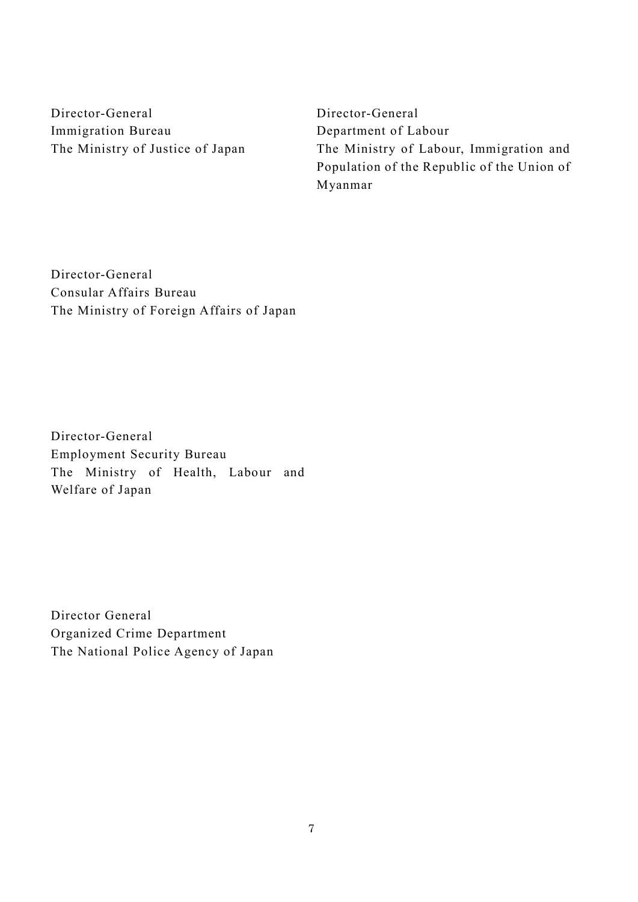Director-General
Immigration Bureau
The Ministry of Justice of Japan

Director-General
Department of Labour
The Ministry of Labour, Immigration and Population of the Republic of the Union of Myanmar

Director-General
Consular Affairs Bureau
The Ministry of Foreign Affairs of Japan

Director-General
Employment Security Bureau
The Ministry of Health, Labour and Welfare of Japan

Director General
Organized Crime Department
The National Police Agency of Japan